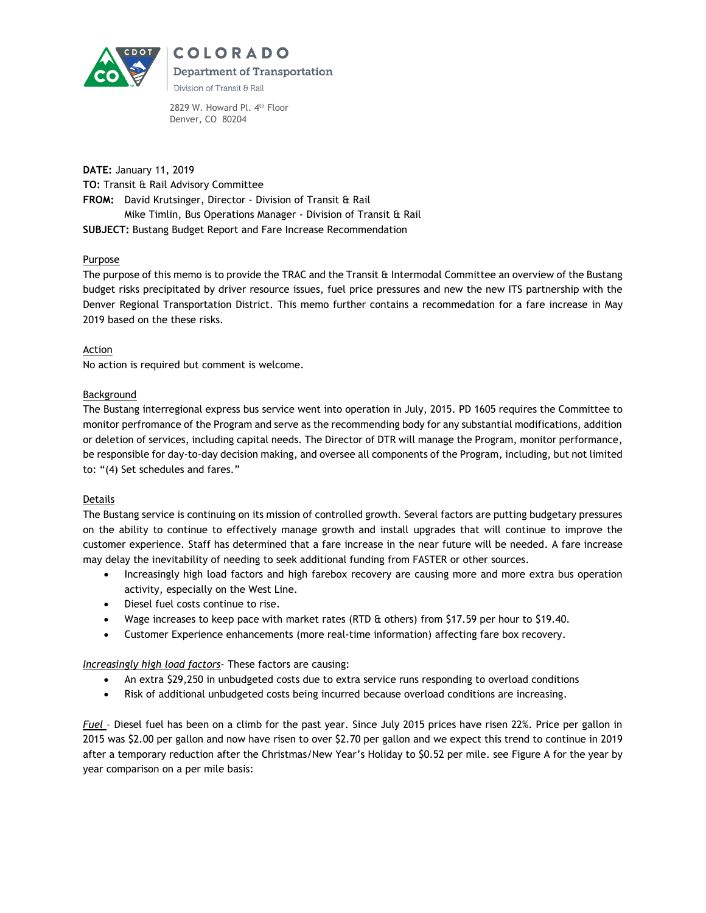COLORADO
Department of Transportation
Division of Transit & Rail

2829 W. Howard Pl. 4th Floor
Denver, CO 80204

**DATE:** January 11, 2019
**TO:** Transit & Rail Advisory Committee
**FROM:** David Krutsinger, Director - Division of Transit & Rail
Mike Timlin, Bus Operations Manager - Division of Transit & Rail
**SUBJECT:** Bustang Budget Report and Fare Increase Recommendation

Purpose

The purpose of this memo is to provide the TRAC and the Transit & Intermodal Committee an overview of the Bustang budget risks precipitated by driver resource issues, fuel price pressures and new the new ITS partnership with the Denver Regional Transportation District. This memo further contains a recommedation for a fare increase in May 2019 based on the these risks.

Action

No action is required but comment is welcome.

Background

The Bustang interregional express bus service went into operation in July, 2015. PD 1605 requires the Committee to monitor perfromance of the Program and serve as the recommending body for any substantial modifications, addition or deletion of services, including capital needs. The Director of DTR will manage the Program, monitor performance, be responsible for day-to-day decision making, and oversee all components of the Program, including, but not limited to: “(4) Set schedules and fares.”

Details

The Bustang service is continuing on its mission of controlled growth. Several factors are putting budgetary pressures on the ability to continue to effectively manage growth and install upgrades that will continue to improve the customer experience. Staff has determined that a fare increase in the near future will be needed. A fare increase may delay the inevitability of needing to seek additional funding from FASTER or other sources.

- Increasingly high load factors and high farebox recovery are causing more and more extra bus operation activity, especially on the West Line.
- Diesel fuel costs continue to rise.
- Wage increases to keep pace with market rates (RTD & others) from $17.59 per hour to $19.40.
- Customer Experience enhancements (more real-time information) affecting fare box recovery.

*Increasingly high load factors*- These factors are causing:

- An extra $29,250 in unbudgeted costs due to extra service runs responding to overload conditions
- Risk of additional unbudgeted costs being incurred because overload conditions are increasing.

*Fuel* – Diesel fuel has been on a climb for the past year. Since July 2015 prices have risen 22%. Price per gallon in 2015 was $2.00 per gallon and now have risen to over $2.70 per gallon and we expect this trend to continue in 2019 after a temporary reduction after the Christmas/New Year’s Holiday to $0.52 per mile. see Figure A for the year by year comparison on a per mile basis: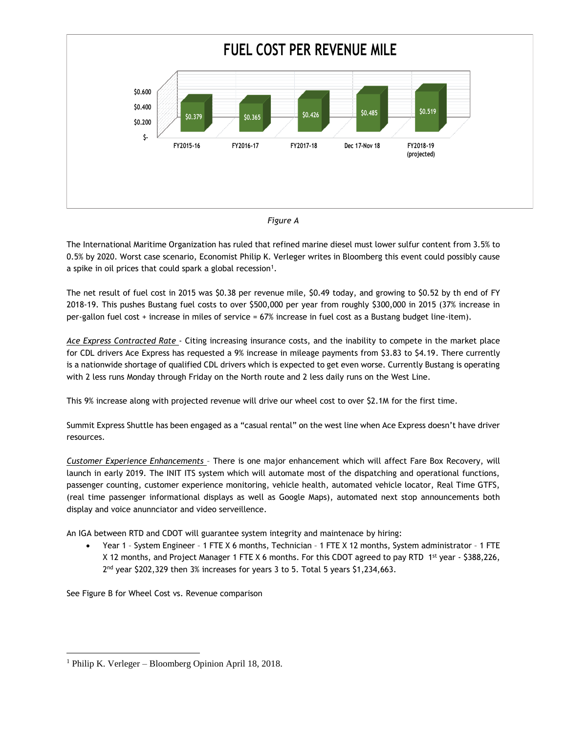FUEL COST PER REVENUE MILE

$0.600
$0.400
$0.200
$-

$0.379
$0.365
$0.426
$0.485
$0.519

FY2015-16
FY2016-17
FY2017-18
Dec 17-Nov 18
FY2018-19 (projected)

*Figure A*

The International Maritime Organization has ruled that refined marine diesel must lower sulfur content from 3.5% to 0.5% by 2020. Worst case scenario, Economist Philip K. Verleger writes in Bloomberg this event could possibly cause a spike in oil prices that could spark a global recession[1].

The net result of fuel cost in 2015 was $0.38 per revenue mile, $0.49 today, and growing to $0.52 by th end of FY 2018-19. This pushes Bustang fuel costs to over $500,000 per year from roughly $300,000 in 2015 (37% increase in per-gallon fuel cost + increase in miles of service = 67% increase in fuel cost as a Bustang budget line-item).

*Ace Express Contracted Rate* - Citing increasing insurance costs, and the inability to compete in the market place for CDL drivers Ace Express has requested a 9% increase in mileage payments from $3.83 to $4.19. There currently is a nationwide shortage of qualified CDL drivers which is expected to get even worse. Currently Bustang is operating with 2 less runs Monday through Friday on the North route and 2 less daily runs on the West Line.

This 9% increase along with projected revenue will drive our wheel cost to over $2.1M for the first time.

Summit Express Shuttle has been engaged as a "casual rental" on the west line when Ace Express doesn't have driver resources.

*Customer Experience Enhancements* – There is one major enhancement which will affect Fare Box Recovery, will launch in early 2019. The INIT ITS system which will automate most of the dispatching and operational functions, passenger counting, customer experience monitoring, vehicle health, automated vehicle locator, Real Time GTFS, (real time passenger informational displays as well as Google Maps), automated next stop announcements both display and voice anunnciator and video serveillence.

An IGA between RTD and CDOT will guarantee system integrity and maintenace by hiring:

- Year 1 – System Engineer – 1 FTE X 6 months, Technician – 1 FTE X 12 months, System administrator – 1 FTE X 12 months, and Project Manager 1 FTE X 6 months. For this CDOT agreed to pay RTD 1st year - $388,226, 2nd year $202,329 then 3% increases for years 3 to 5. Total 5 years $1,234,663.

See Figure B for Wheel Cost vs. Revenue comparison

[1] Philip K. Verleger – Bloomberg Opinion April 18, 2018.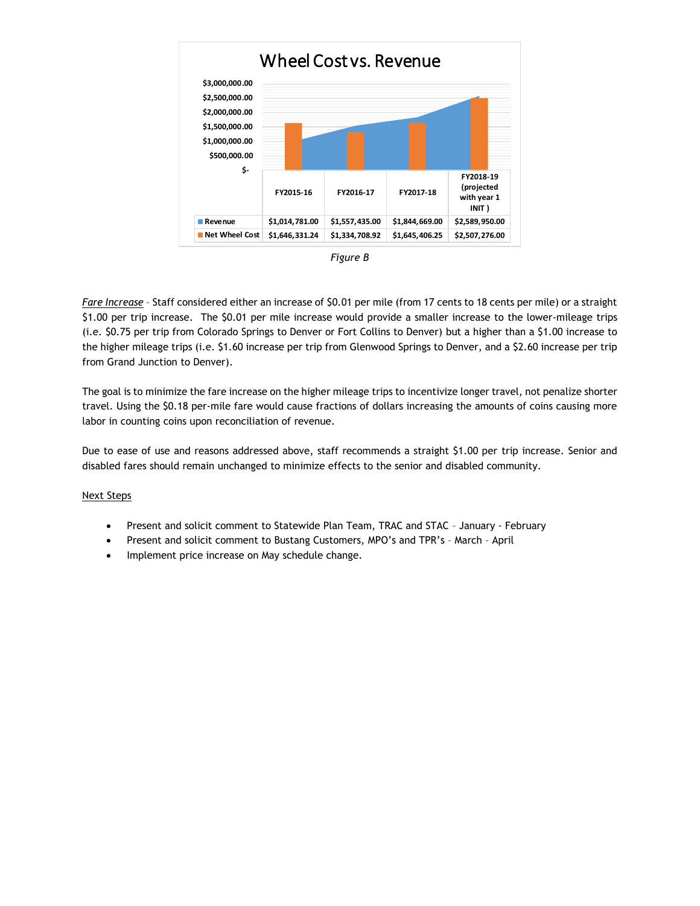Wheel Cost vs. Revenue

$3,000,000.00
$2,500,000.00
$2,000,000.00
$1,500,000.00
$1,000,000.00
$500,000.00
$-

FY2015-16
FY2016-17
FY2017-18
FY2018-19 (projected with year 1 INIT )

Revenue $1,014,781.00 $1,557,435.00 $1,844,669.00 $2,589,950.00

Net Wheel Cost $1,646,331.24 $1,334,708.92 $1,645,406.25 $2,507,276.00

*Figure B*

*Fare Increase* – Staff considered either an increase of $0.01 per mile (from 17 cents to 18 cents per mile) or a straight $1.00 per trip increase. The $0.01 per mile increase would provide a smaller increase to the lower-mileage trips (i.e. $0.75 per trip from Colorado Springs to Denver or Fort Collins to Denver) but a higher than a $1.00 increase to the higher mileage trips (i.e. $1.60 increase per trip from Glenwood Springs to Denver, and a $2.60 increase per trip from Grand Junction to Denver).

The goal is to minimize the fare increase on the higher mileage trips to incentivize longer travel, not penalize shorter travel. Using the $0.18 per-mile fare would cause fractions of dollars increasing the amounts of coins causing more labor in counting coins upon reconciliation of revenue.

Due to ease of use and reasons addressed above, staff recommends a straight $1.00 per trip increase. Senior and disabled fares should remain unchanged to minimize effects to the senior and disabled community.

Next Steps

- Present and solicit comment to Statewide Plan Team, TRAC and STAC – January - February
- Present and solicit comment to Bustang Customers, MPO's and TPR's – March – April
- Implement price increase on May schedule change.